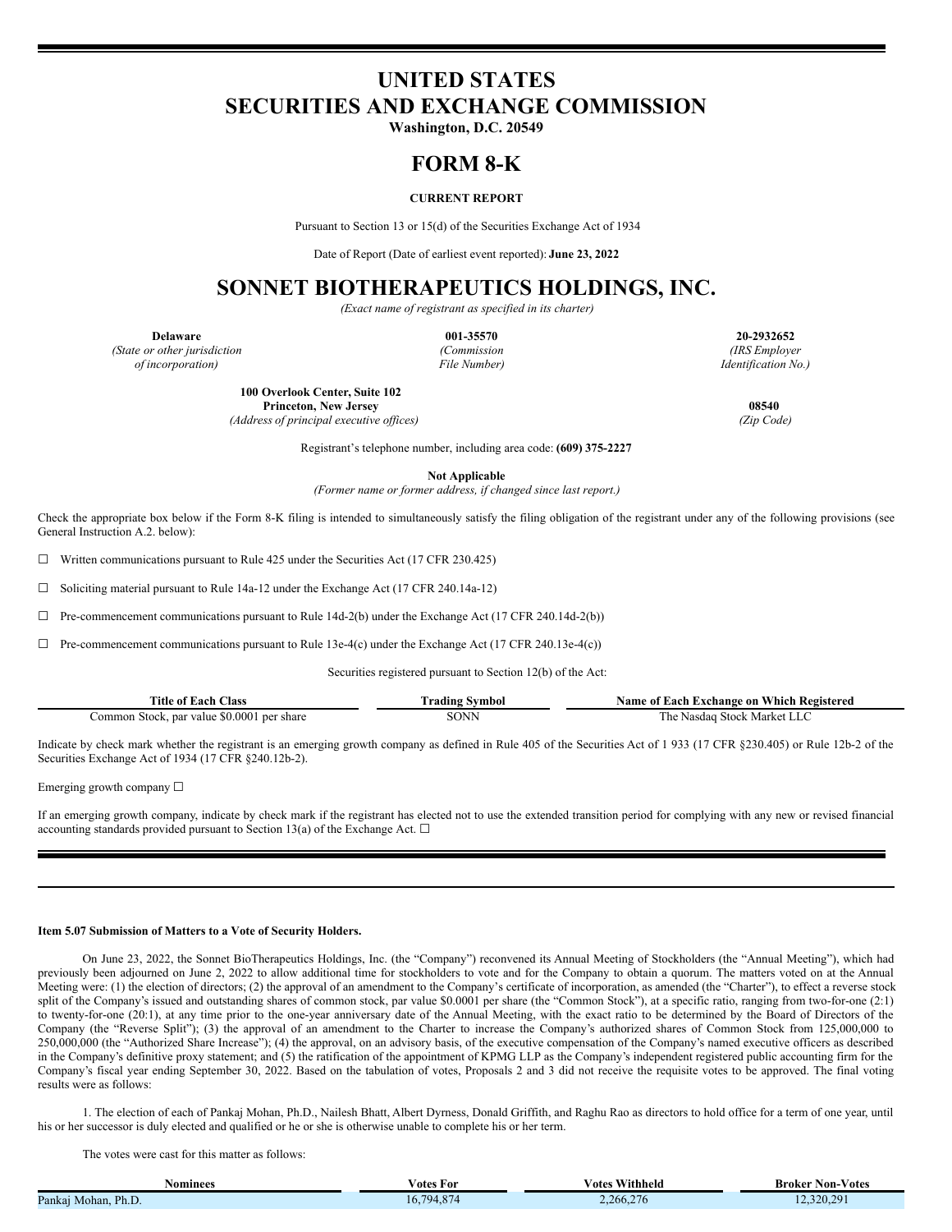# UNITED STATES
# SECURITIES AND EXCHANGE COMMISSION

**Washington, D.C. 20549**

# FORM 8-K

**CURRENT REPORT**

Pursuant to Section 13 or 15(d) of the Securities Exchange Act of 1934

Date of Report (Date of earliest event reported): **June 23, 2022**

# SONNET BIOTHERAPEUTICS HOLDINGS, INC.

*(Exact name of registrant as specified in its charter)*

| **Delaware** | **001-35570** | **20-2932652** |
|---|---|---|
| *(State or other jurisdiction of incorporation)* | *(Commission File Number)* | *(IRS Employer Identification No.)* |

| **100 Overlook Center, Suite 102 Princeton, New Jersey** | **08540** |
|---|---|
| *(Address of principal executive offices)* | *(Zip Code)* |

Registrant's telephone number, including area code: **(609) 375-2227**

**Not Applicable**

*(Former name or former address, if changed since last report.)*

Check the appropriate box below if the Form 8-K filing is intended to simultaneously satisfy the filing obligation of the registrant under any of the following provisions (see General Instruction A.2. below):

☐ Written communications pursuant to Rule 425 under the Securities Act (17 CFR 230.425)

☐ Soliciting material pursuant to Rule 14a-12 under the Exchange Act (17 CFR 240.14a-12)

☐ Pre-commencement communications pursuant to Rule 14d-2(b) under the Exchange Act (17 CFR 240.14d-2(b))

☐ Pre-commencement communications pursuant to Rule 13e-4(c) under the Exchange Act (17 CFR 240.13e-4(c))

Securities registered pursuant to Section 12(b) of the Act:

| Title of Each Class | Trading Symbol | Name of Each Exchange on Which Registered |
|---|---|---|
| Common Stock, par value $0.0001 per share | SONN | The Nasdaq Stock Market LLC |

Indicate by check mark whether the registrant is an emerging growth company as defined in Rule 405 of the Securities Act of 1 933 (17 CFR §230.405) or Rule 12b-2 of the Securities Exchange Act of 1934 (17 CFR §240.12b-2).

Emerging growth company ☐

If an emerging growth company, indicate by check mark if the registrant has elected not to use the extended transition period for complying with any new or revised financial accounting standards provided pursuant to Section 13(a) of the Exchange Act. ☐

**Item 5.07 Submission of Matters to a Vote of Security Holders.**

On June 23, 2022, the Sonnet BioTherapeutics Holdings, Inc. (the "Company") reconvened its Annual Meeting of Stockholders (the "Annual Meeting"), which had previously been adjourned on June 2, 2022 to allow additional time for stockholders to vote and for the Company to obtain a quorum. The matters voted on at the Annual Meeting were: (1) the election of directors; (2) the approval of an amendment to the Company's certificate of incorporation, as amended (the "Charter"), to effect a reverse stock split of the Company's issued and outstanding shares of common stock, par value $0.0001 per share (the "Common Stock"), at a specific ratio, ranging from two-for-one (2:1) to twenty-for-one (20:1), at any time prior to the one-year anniversary date of the Annual Meeting, with the exact ratio to be determined by the Board of Directors of the Company (the "Reverse Split"); (3) the approval of an amendment to the Charter to increase the Company's authorized shares of Common Stock from 125,000,000 to 250,000,000 (the "Authorized Share Increase"); (4) the approval, on an advisory basis, of the executive compensation of the Company's named executive officers as described in the Company's definitive proxy statement; and (5) the ratification of the appointment of KPMG LLP as the Company's independent registered public accounting firm for the Company's fiscal year ending September 30, 2022. Based on the tabulation of votes, Proposals 2 and 3 did not receive the requisite votes to be approved. The final voting results were as follows:

1. The election of each of Pankaj Mohan, Ph.D., Nailesh Bhatt, Albert Dyrness, Donald Griffith, and Raghu Rao as directors to hold office for a term of one year, until his or her successor is duly elected and qualified or he or she is otherwise unable to complete his or her term.

The votes were cast for this matter as follows:

| Nominees | Votes For | Votes Withheld | Broker Non-Votes |
|---|---|---|---|
| Pankaj Mohan, Ph.D. | 16,794,874 | 2,266,276 | 12,320,291 |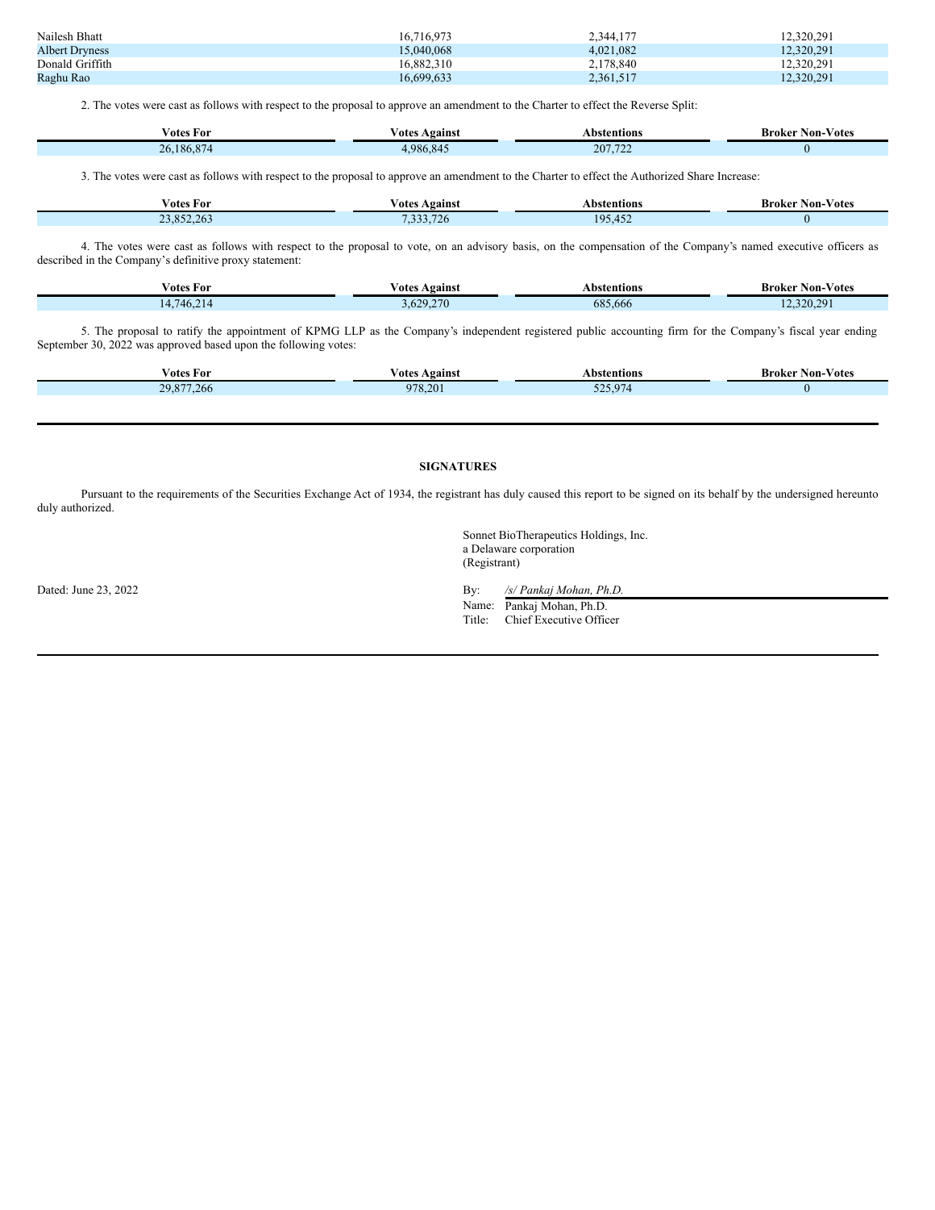| | | | |
|---|---|---|---|
| Nailesh Bhatt | 16,716,973 | 2,344,177 | 12,320,291 |
| Albert Dryness | 15,040,068 | 4,021,082 | 12,320,291 |
| Donald Griffith | 16,882,310 | 2,178,840 | 12,320,291 |
| Raghu Rao | 16,699,633 | 2,361,517 | 12,320,291 |

2. The votes were cast as follows with respect to the proposal to approve an amendment to the Charter to effect the Reverse Split:

| Votes For | Votes Against | Abstentions | Broker Non-Votes |
|---|---|---|---|
| 26,186,874 | 4,986,845 | 207,722 | 0 |

3. The votes were cast as follows with respect to the proposal to approve an amendment to the Charter to effect the Authorized Share Increase:

| Votes For | Votes Against | Abstentions | Broker Non-Votes |
|---|---|---|---|
| 23,852,263 | 7,333,726 | 195,452 | 0 |

4. The votes were cast as follows with respect to the proposal to vote, on an advisory basis, on the compensation of the Company's named executive officers as described in the Company's definitive proxy statement:

| Votes For | Votes Against | Abstentions | Broker Non-Votes |
|---|---|---|---|
| 14,746,214 | 3,629,270 | 685,666 | 12,320,291 |

5. The proposal to ratify the appointment of KPMG LLP as the Company's independent registered public accounting firm for the Company's fiscal year ending September 30, 2022 was approved based upon the following votes:

| Votes For | Votes Against | Abstentions | Broker Non-Votes |
|---|---|---|---|
| 29,877,266 | 978,201 | 525,974 | 0 |

## SIGNATURES

Pursuant to the requirements of the Securities Exchange Act of 1934, the registrant has duly caused this report to be signed on its behalf by the undersigned hereunto duly authorized.

Sonnet BioTherapeutics Holdings, Inc.
a Delaware corporation
(Registrant)

Dated: June 23, 2022

By: */s/ Pankaj Mohan, Ph.D.*
Name: Pankaj Mohan, Ph.D.
Title: Chief Executive Officer